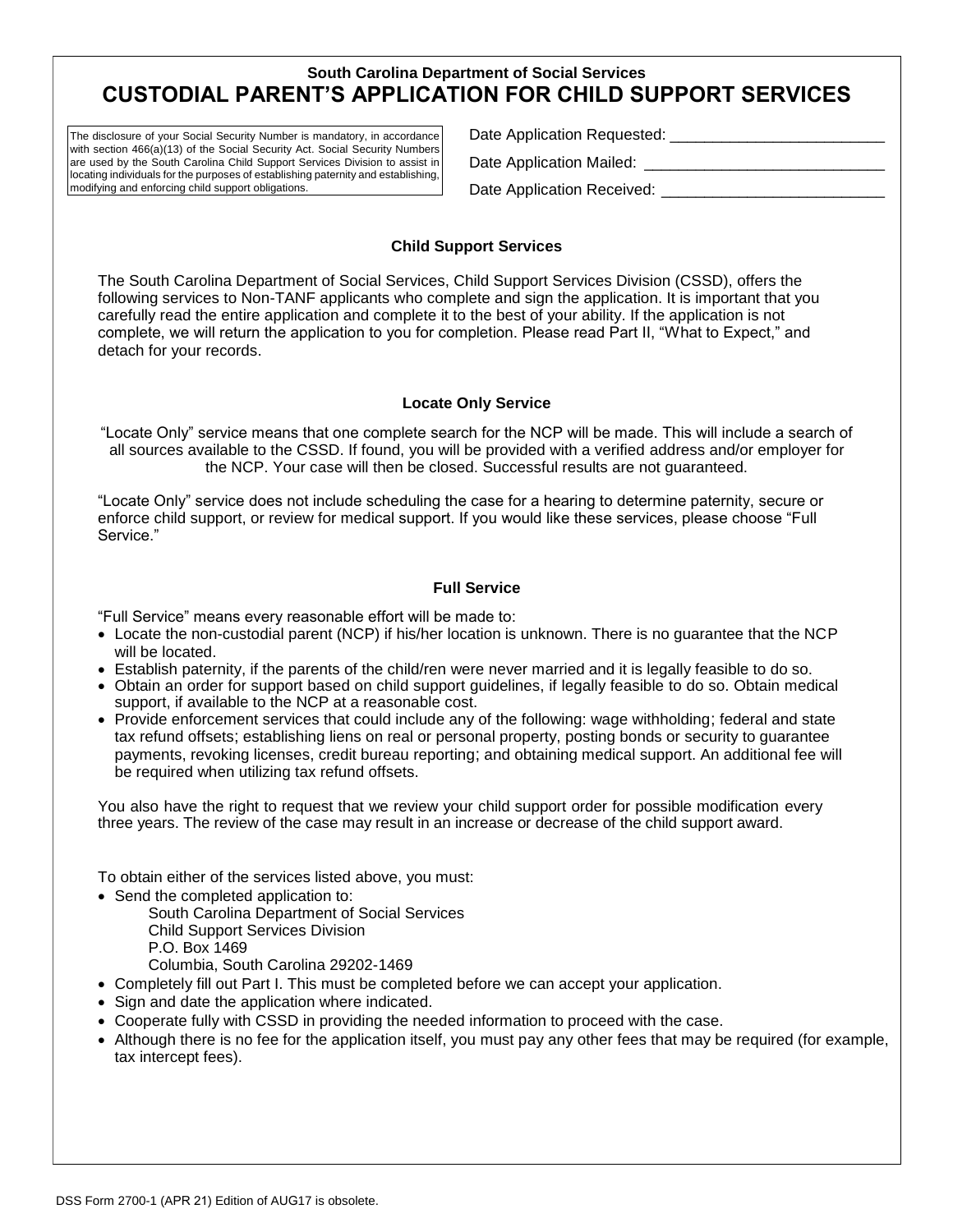**South Carolina Department of Social Services**

# CUSTODIAL PARENT'S APPLICATION FOR CHILD SUPPORT SERVICES

The disclosure of your Social Security Number is mandatory, in accordance with section 466(a)(13) of the Social Security Act. Social Security Numbers are used by the South Carolina Child Support Services Division to assist in locating individuals for the purposes of establishing paternity and establishing, modifying and enforcing child support obligations.

Date Application Requested: ________________________

Date Application Mailed: ___________________________

Date Application Received: _________________________

### Child Support Services

The South Carolina Department of Social Services, Child Support Services Division (CSSD), offers the following services to Non-TANF applicants who complete and sign the application. It is important that you carefully read the entire application and complete it to the best of your ability. If the application is not complete, we will return the application to you for completion. Please read Part II, "What to Expect," and detach for your records.

### Locate Only Service

"Locate Only" service means that one complete search for the NCP will be made. This will include a search of all sources available to the CSSD. If found, you will be provided with a verified address and/or employer for the NCP. Your case will then be closed. Successful results are not guaranteed.

"Locate Only" service does not include scheduling the case for a hearing to determine paternity, secure or enforce child support, or review for medical support. If you would like these services, please choose "Full Service."

### Full Service

"Full Service" means every reasonable effort will be made to:

- Locate the non-custodial parent (NCP) if his/her location is unknown. There is no guarantee that the NCP will be located.
- Establish paternity, if the parents of the child/ren were never married and it is legally feasible to do so.
- Obtain an order for support based on child support guidelines, if legally feasible to do so. Obtain medical support, if available to the NCP at a reasonable cost.
- Provide enforcement services that could include any of the following: wage withholding; federal and state tax refund offsets; establishing liens on real or personal property, posting bonds or security to guarantee payments, revoking licenses, credit bureau reporting; and obtaining medical support. An additional fee will be required when utilizing tax refund offsets.

You also have the right to request that we review your child support order for possible modification every three years. The review of the case may result in an increase or decrease of the child support award.

To obtain either of the services listed above, you must:

- Send the completed application to:
  South Carolina Department of Social Services
  Child Support Services Division
  P.O. Box 1469
  Columbia, South Carolina 29202-1469
- Completely fill out Part I. This must be completed before we can accept your application.
- Sign and date the application where indicated.
- Cooperate fully with CSSD in providing the needed information to proceed with the case.
- Although there is no fee for the application itself, you must pay any other fees that may be required (for example, tax intercept fees).

DSS Form 2700-1 (APR 21) Edition of AUG17 is obsolete.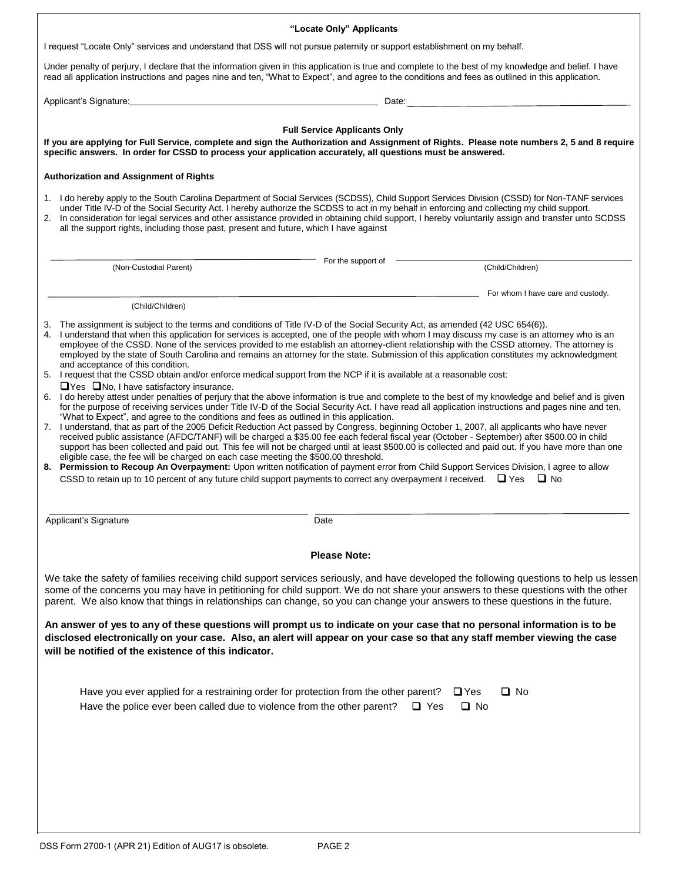### "Locate Only" Applicants

I request "Locate Only" services and understand that DSS will not pursue paternity or support establishment on my behalf.

Under penalty of perjury, I declare that the information given in this application is true and complete to the best of my knowledge and belief. I have read all application instructions and pages nine and ten, "What to Expect", and agree to the conditions and fees as outlined in this application.

Applicant's Signature: \_\_\_\_\_\_\_\_\_\_\_\_\_\_\_\_\_\_\_\_ Date: \_\_\_\_\_\_\_\_\_\_\_\_\_\_\_\_\_\_\_\_

### Full Service Applicants Only

**If you are applying for Full Service, complete and sign the Authorization and Assignment of Rights. Please note numbers 2, 5 and 8 require specific answers. In order for CSSD to process your application accurately, all questions must be answered.**

**Authorization and Assignment of Rights**

1. I do hereby apply to the South Carolina Department of Social Services (SCDSS), Child Support Services Division (CSSD) for Non-TANF services under Title IV-D of the Social Security Act. I hereby authorize the SCDSS to act in my behalf in enforcing and collecting my child support.
2. In consideration for legal services and other assistance provided in obtaining child support, I hereby voluntarily assign and transfer unto SCDSS all the support rights, including those past, present and future, which I have against

\_\_\_\_\_\_\_\_\_\_\_\_\_\_\_\_\_\_\_\_ For the support of \_\_\_\_\_\_\_\_\_\_\_\_\_\_\_\_\_\_\_\_
(Non-Custodial Parent) (Child/Children)

\_\_\_\_\_\_\_\_\_\_\_\_\_\_\_\_\_\_\_\_ For whom I have care and custody.
(Child/Children)

3. The assignment is subject to the terms and conditions of Title IV-D of the Social Security Act, as amended (42 USC 654(6)).
4. I understand that when this application for services is accepted, one of the people with whom I may discuss my case is an attorney who is an employee of the CSSD. None of the services provided to me establish an attorney-client relationship with the CSSD attorney. The attorney is employed by the state of South Carolina and remains an attorney for the state. Submission of this application constitutes my acknowledgment and acceptance of this condition.
5. I request that the CSSD obtain and/or enforce medical support from the NCP if it is available at a reasonable cost:
   ☐ Yes ☐ No, I have satisfactory insurance.
6. I do hereby attest under penalties of perjury that the above information is true and complete to the best of my knowledge and belief and is given for the purpose of receiving services under Title IV-D of the Social Security Act. I have read all application instructions and pages nine and ten, "What to Expect", and agree to the conditions and fees as outlined in this application.
7. I understand, that as part of the 2005 Deficit Reduction Act passed by Congress, beginning October 1, 2007, all applicants who have never received public assistance (AFDC/TANF) will be charged a $35.00 fee each federal fiscal year (October - September) after $500.00 in child support has been collected and paid out. This fee will not be charged until at least $500.00 is collected and paid out. If you have more than one eligible case, the fee will be charged on each case meeting the $500.00 threshold.
8. **Permission to Recoup An Overpayment:** Upon written notification of payment error from Child Support Services Division, I agree to allow CSSD to retain up to 10 percent of any future child support payments to correct any overpayment I received. ☐ Yes ☐ No

\_\_\_\_\_\_\_\_\_\_\_\_\_\_\_\_\_\_\_\_ \_\_\_\_\_\_\_\_\_\_\_\_\_\_\_\_\_\_\_\_
Applicant's Signature Date

### Please Note:

We take the safety of families receiving child support services seriously, and have developed the following questions to help us lessen some of the concerns you may have in petitioning for child support. We do not share your answers to these questions with the other parent. We also know that things in relationships can change, so you can change your answers to these questions in the future.

**An answer of yes to any of these questions will prompt us to indicate on your case that no personal information is to be disclosed electronically on your case. Also, an alert will appear on your case so that any staff member viewing the case will be notified of the existence of this indicator.**

Have you ever applied for a restraining order for protection from the other parent? ☐ Yes ☐ No

Have the police ever been called due to violence from the other parent? ☐ Yes ☐ No

DSS Form 2700-1 (APR 21) Edition of AUG17 is obsolete.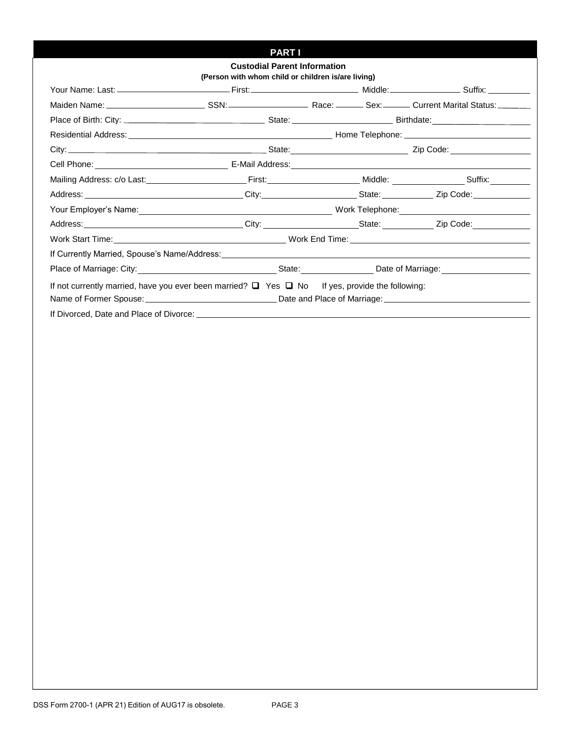# PART I

## Custodial Parent Information

**(Person with whom child or children is/are living)**

Your Name: Last: ______________________ First: ______________________ Middle: ______________ Suffix: ________

Maiden Name: ____________________ SSN: ________________ Race: ______ Sex: ______ Current Marital Status: ______

Place of Birth: City: ____________________________ State: ____________________ Birthdate: ____________________

Residential Address: ________________________________________ Home Telephone: ____________________________

City: ____________________________________________ State: ______________________ Zip Code: ________________

Cell Phone: ____________________________ E-Mail Address: ______________________________________________

Mailing Address: c/o Last: ____________________ First: __________________ Middle: ______________ Suffix: ________

Address: ________________________________ City: ____________________ State: __________ Zip Code: ____________

Your Employer's Name: ________________________________________ Work Telephone: ____________________________

Address: ________________________________ City: ____________________ State: __________ Zip Code: ____________

Work Start Time: ____________________________________ Work End Time: ____________________________________

If Currently Married, Spouse's Name/Address: ___________________________________________________________

Place of Marriage: City: ____________________________ State: ______________ Date of Marriage: __________________

If not currently married, have you ever been married? ☐ Yes ☐ No If yes, provide the following:

Name of Former Spouse: ____________________________ Date and Place of Marriage: ______________________________

If Divorced, Date and Place of Divorce: _________________________________________________________________

DSS Form 2700-1 (APR 21) Edition of AUG17 is obsolete.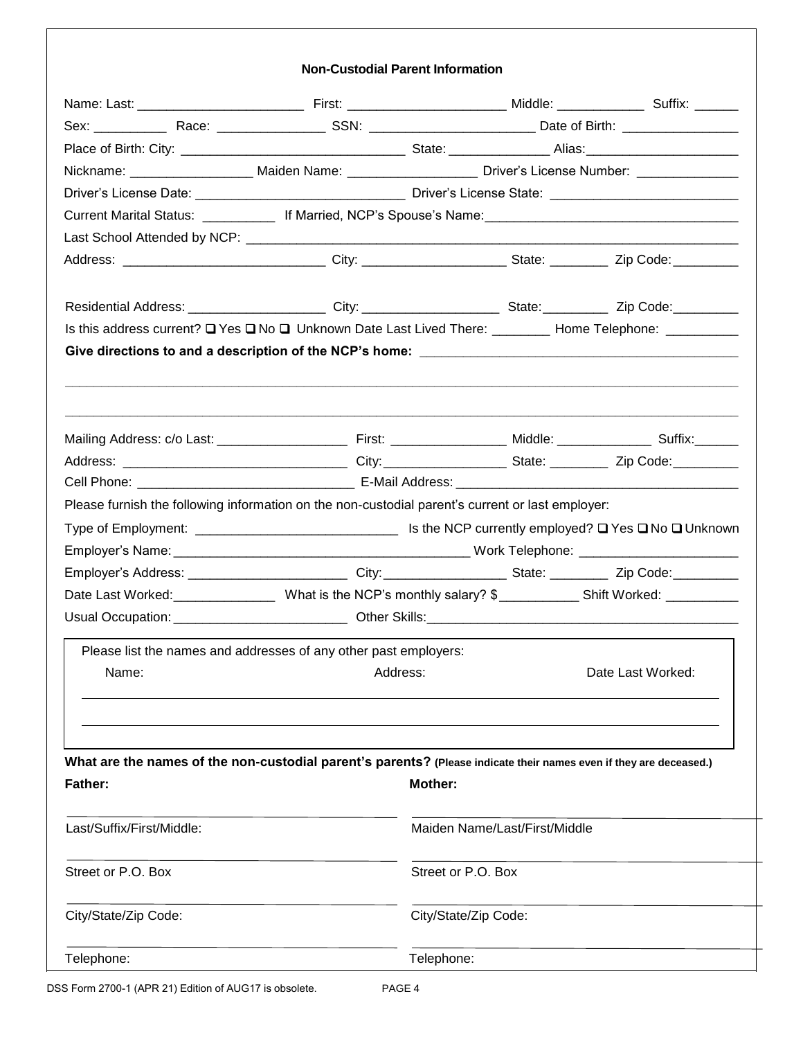## Non-Custodial Parent Information

Name: Last: ______________________ First: ____________________ Middle: ___________ Suffix: ______

Sex: _________ Race: ______________ SSN: _____________________ Date of Birth: _______________

Place of Birth: City: _____________________________ State: _____________ Alias: ____________________

Nickname: ________________ Maiden Name: ________________ Driver's License Number: _____________

Driver's License Date: ____________________________ Driver's License State: ________________________

Current Marital Status: _________ If Married, NCP's Spouse's Name: _______________________________

Last School Attended by NCP: ______________________________________________________________

Address: ___________________________ City: ___________________ State: ________ Zip Code: _________

Residential Address: ___________________ City: __________________ State: _________ Zip Code: _________

Is this address current? ❑ Yes ❑ No ❑ Unknown Date Last Lived There: ________ Home Telephone: __________

**Give directions to and a description of the NCP's home:** ___________________________________________

_____________________________________________________________________________________

_____________________________________________________________________________________

Mailing Address: c/o Last: _________________ First: _______________ Middle: ____________ Suffix: ______

Address: ______________________________ City: ________________ State: ________ Zip Code: _________

Cell Phone: _____________________________ E-Mail Address: _____________________________________

Please furnish the following information on the non-custodial parent's current or last employer:

Type of Employment: ___________________________ Is the NCP currently employed? ❑ Yes ❑ No ❑ Unknown

Employer's Name: _______________________________________ Work Telephone: _____________________

Employer's Address: _____________________ City: ________________ State: ________ Zip Code: _________

Date Last Worked: ______________ What is the NCP's monthly salary? $ ___________ Shift Worked: __________

Usual Occupation: _______________________ Other Skills: __________________________________________

Please list the names and addresses of any other past employers:

| Name: | Address: | Date Last Worked: |
|---|---|---|
| | | |
| | | |

**What are the names of the non-custodial parent's parents?** **(Please indicate their names even if they are deceased.)**

| **Father:** | **Mother:** |
|---|---|
| Last/Suffix/First/Middle: | Maiden Name/Last/First/Middle |
| Street or P.O. Box | Street or P.O. Box |
| City/State/Zip Code: | City/State/Zip Code: |
| Telephone: | Telephone: |

DSS Form 2700-1 (APR 21) Edition of AUG17 is obsolete.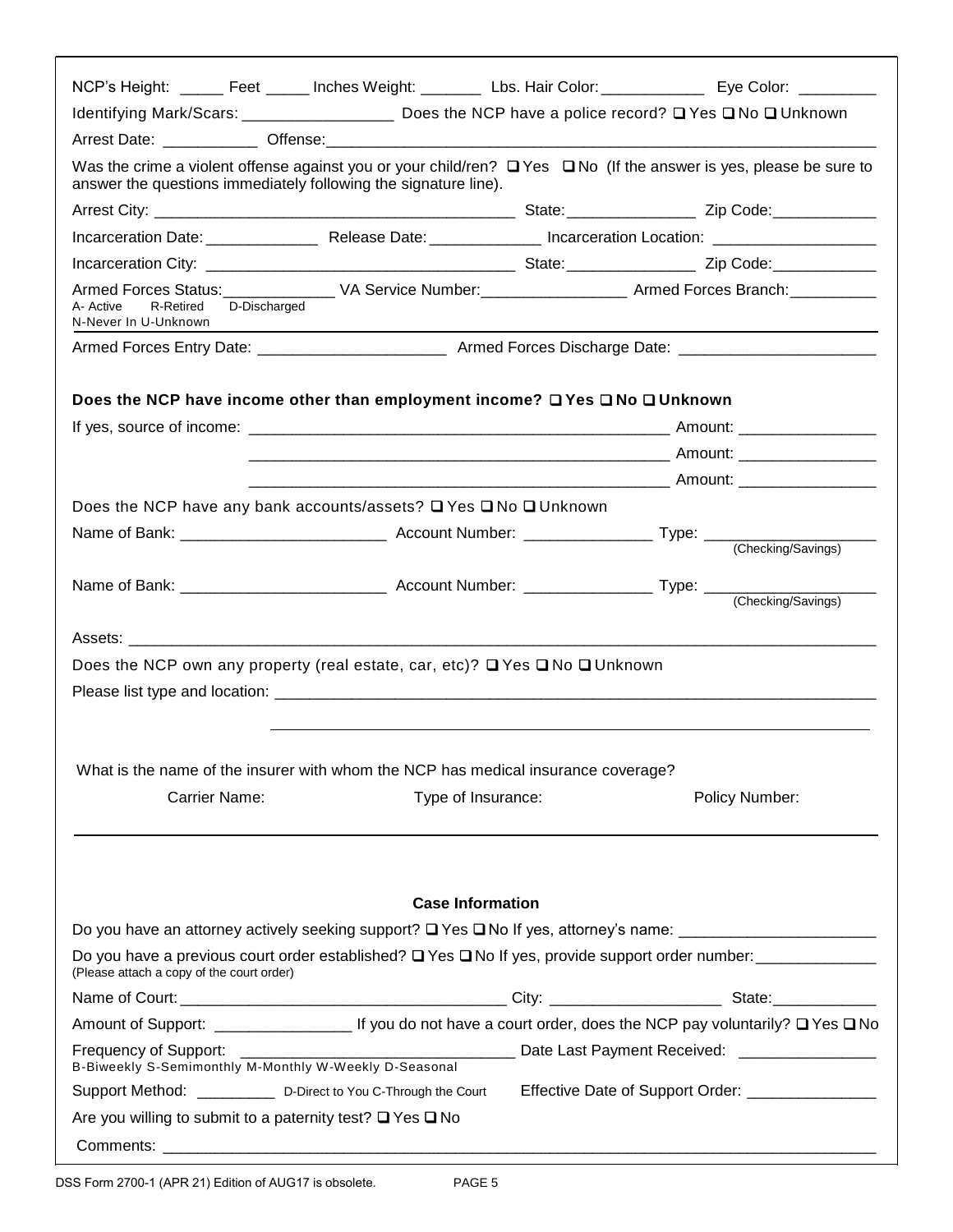NCP's Height: _____ Feet _____ Inches Weight: _______ Lbs. Hair Color: ____________ Eye Color: _________

Identifying Mark/Scars: _________________ Does the NCP have a police record? ❑ Yes ❑ No ❑ Unknown

Arrest Date: ___________ Offense: ___________________________________________________________________

Was the crime a violent offense against you or your child/ren? ❑ Yes ❑ No (If the answer is yes, please be sure to answer the questions immediately following the signature line).

Arrest City: __________________________________________ State: _______________ Zip Code: ____________

Incarceration Date: _____________ Release Date: _____________ Incarceration Location: ___________________

Incarceration City: ____________________________________ State: _______________ Zip Code: ____________

Armed Forces Status: _____________ VA Service Number: ________________ Armed Forces Branch: __________
A- Active R-Retired D-Discharged
N-Never In U-Unknown

Armed Forces Entry Date: _____________________ Armed Forces Discharge Date: ______________________

**Does the NCP have income other than employment income? ❑ Yes ❑ No ❑ Unknown**

If yes, source of income: ________________________________________________ Amount: ________________

________________________________________________ Amount: ________________

________________________________________________ Amount: ________________

Does the NCP have any bank accounts/assets? ❑ Yes ❑ No ❑ Unknown

Name of Bank: _______________________ Account Number: ______________ Type: ___________________
(Checking/Savings)

Name of Bank: _______________________ Account Number: ______________ Type: ___________________
(Checking/Savings)

Assets: _____________________________________________________________________________________

Does the NCP own any property (real estate, car, etc)? ❑ Yes ❑ No ❑ Unknown

Please list type and location: ___________________________________________________________________

___________________________________________________________________

What is the name of the insurer with whom the NCP has medical insurance coverage?

| Carrier Name: | Type of Insurance: | Policy Number: |
|---|---|---|
| | | |

## Case Information

Do you have an attorney actively seeking support? ❑ Yes ❑ No If yes, attorney's name: ______________________

Do you have a previous court order established? ❑ Yes ❑ No If yes, provide support order number: ______________
(Please attach a copy of the court order)

Name of Court: _____________________________________ City: ___________________ State: ____________

Amount of Support: _______________ If you do not have a court order, does the NCP pay voluntarily? ❑ Yes ❑ No

Frequency of Support: ______________________________ Date Last Payment Received: _______________
B-Biweekly S-Semimonthly M-Monthly W-Weekly D-Seasonal

Support Method: _________ D-Direct to You C-Through the Court Effective Date of Support Order: ______________

Are you willing to submit to a paternity test? ❑ Yes ❑ No

Comments: ___________________________________________________________________________________

DSS Form 2700-1 (APR 21) Edition of AUG17 is obsolete.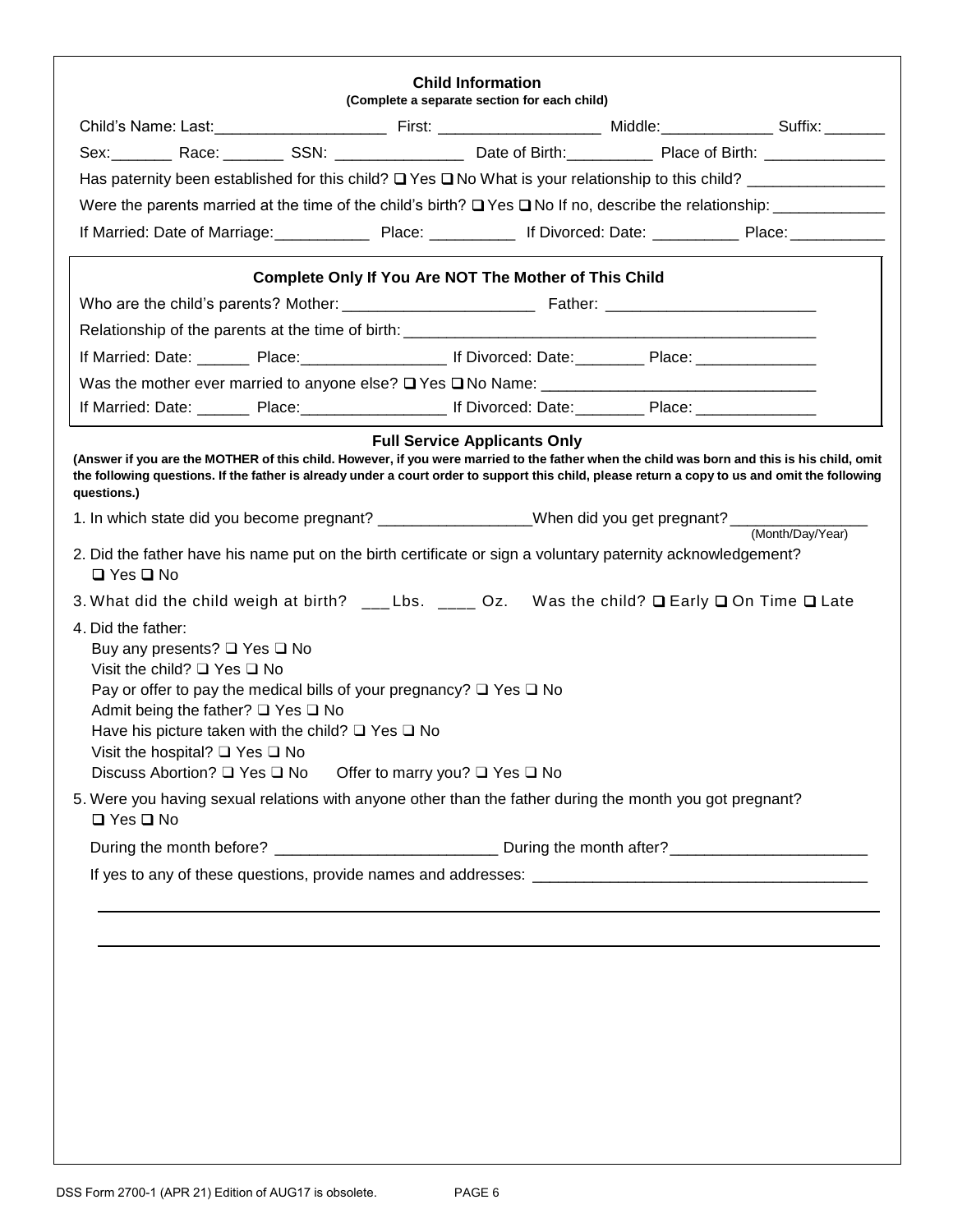## Child Information

**(Complete a separate section for each child)**

Child's Name: Last:____________________ First: ___________________ Middle:_____________ Suffix: _______

Sex:_______ Race: _______ SSN: _______________ Date of Birth:__________ Place of Birth: ______________

Has paternity been established for this child? ❑ Yes ❑ No What is your relationship to this child? ________________

Were the parents married at the time of the child's birth? ❑ Yes ❑ No If no, describe the relationship: _____________

If Married: Date of Marriage:___________ Place: __________ If Divorced: Date: __________ Place: ___________

### Complete Only If You Are NOT the Mother of This Child

Who are the child's parents? Mother: ______________________ Father: ________________________

Relationship of the parents at the time of birth: ________________________________________________

If Married: Date: ______ Place:________________ If Divorced: Date:________ Place: ______________

Was the mother ever married to anyone else? ❑ Yes ❑ No Name: _______________________________

If Married: Date: ______ Place:________________ If Divorced: Date:________ Place: ______________

### Full Service Applicants Only

**(Answer if you are the MOTHER of this child. However, if you were married to the father when the child was born and this is his child, omit the following questions. If the father is already under a court order to support this child, please return a copy to us and omit the following questions.)**

1. In which state did you become pregnant? _________________When did you get pregnant? ________________ (Month/Day/Year)
2. Did the father have his name put on the birth certificate or sign a voluntary paternity acknowledgement?
   ❑ Yes ❑ No
3. What did the child weigh at birth? ___Lbs. ____ Oz. Was the child? ❑ Early ❑ On Time ❑ Late
4. Did the father:
   Buy any presents? ❑ Yes ❑ No
   Visit the child? ❑ Yes ❑ No
   Pay or offer to pay the medical bills of your pregnancy? ❑ Yes ❑ No
   Admit being the father? ❑ Yes ❑ No
   Have his picture taken with the child? ❑ Yes ❑ No
   Visit the hospital? ❑ Yes ❑ No
   Discuss Abortion? ❑ Yes ❑ No Offer to marry you? ❑ Yes ❑ No
5. Were you having sexual relations with anyone other than the father during the month you got pregnant?
   ❑ Yes ❑ No

   During the month before? _________________________ During the month after?_______________________

   If yes to any of these questions, provide names and addresses: ______________________________________

   ______________________________________________________________________________

   ______________________________________________________________________________

DSS Form 2700-1 (APR 21) Edition of AUG17 is obsolete.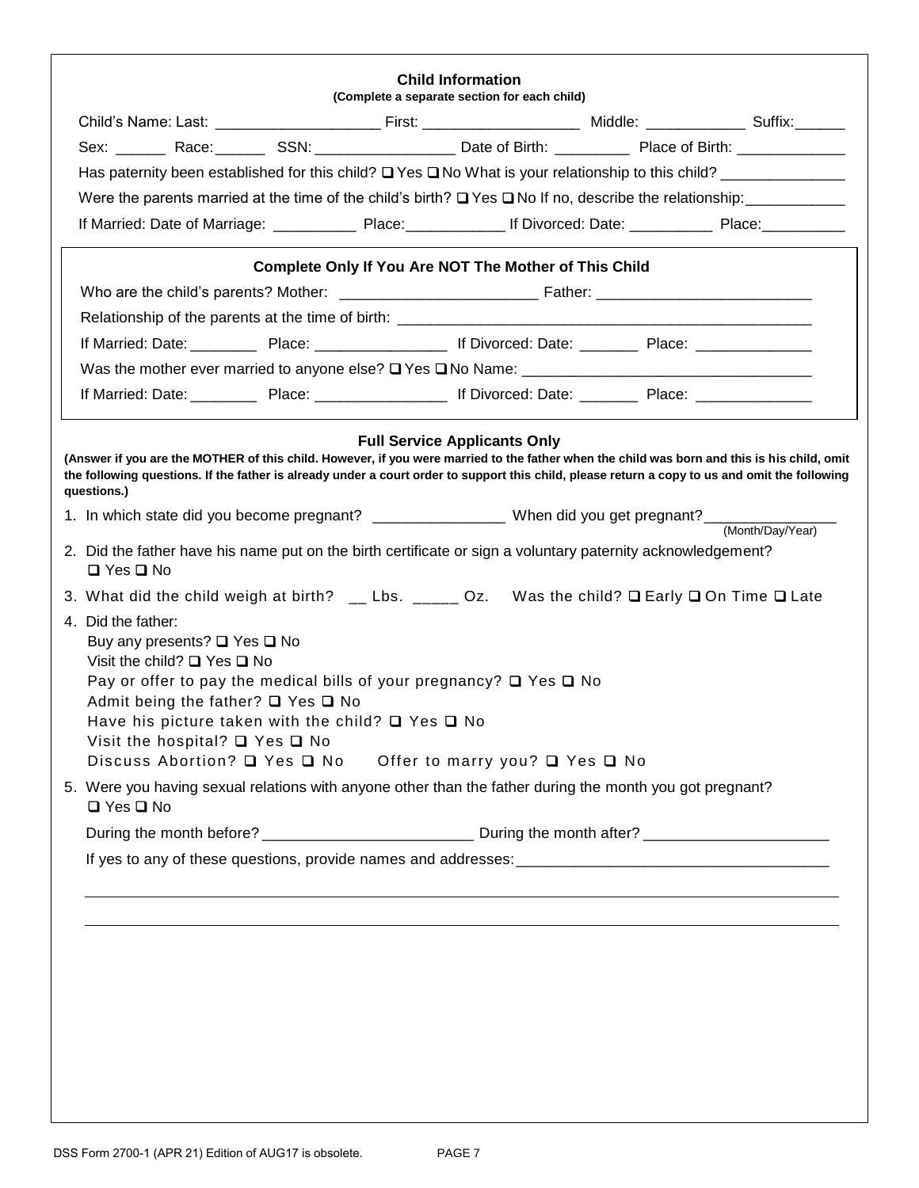## Child Information

**(Complete a separate section for each child)**

Child's Name: Last: ____________________ First: ___________________ Middle: ____________ Suffix:______

Sex: ______ Race:______ SSN:_________________ Date of Birth: _________ Place of Birth: _____________

Has paternity been established for this child? ❑ Yes ❑ No What is your relationship to this child? _______________

Were the parents married at the time of the child's birth? ❑ Yes ❑ No If no, describe the relationship:____________

If Married: Date of Marriage: __________ Place:____________ If Divorced: Date: __________ Place:__________

### Complete Only If You Are NOT The Mother of This Child

Who are the child's parents? Mother: ________________________ Father: __________________________

Relationship of the parents at the time of birth: ____________________________________________________

If Married: Date:________ Place: ________________ If Divorced: Date: _______ Place: ______________

Was the mother ever married to anyone else? ❑ Yes ❑ No Name: ___________________________________

If Married: Date:________ Place: ________________ If Divorced: Date: _______ Place: ______________

### Full Service Applicants Only

**(Answer if you are the MOTHER of this child. However, if you were married to the father when the child was born and this is his child, omit the following questions. If the father is already under a court order to support this child, please return a copy to us and omit the following questions.)**

1. In which state did you become pregnant? ________________ When did you get pregnant?________________ (Month/Day/Year)
2. Did the father have his name put on the birth certificate or sign a voluntary paternity acknowledgement? ❑ Yes ❑ No
3. What did the child weigh at birth? __ Lbs. _____ Oz. Was the child? ❑ Early ❑ On Time ❑ Late
4. Did the father:
   - Buy any presents? ❑ Yes ❑ No
   - Visit the child? ❑ Yes ❑ No
   - Pay or offer to pay the medical bills of your pregnancy? ❑ Yes ❑ No
   - Admit being the father? ❑ Yes ❑ No
   - Have his picture taken with the child? ❑ Yes ❑ No
   - Visit the hospital? ❑ Yes ❑ No
   - Discuss Abortion? ❑ Yes ❑ No Offer to marry you? ❑ Yes ❑ No
5. Were you having sexual relations with anyone other than the father during the month you got pregnant? ❑ Yes ❑ No

   During the month before?_________________________ During the month after? ______________________

   If yes to any of these questions, provide names and addresses:______________________________________

   ______________________________________________________________________________

   ______________________________________________________________________________

DSS Form 2700-1 (APR 21) Edition of AUG17 is obsolete.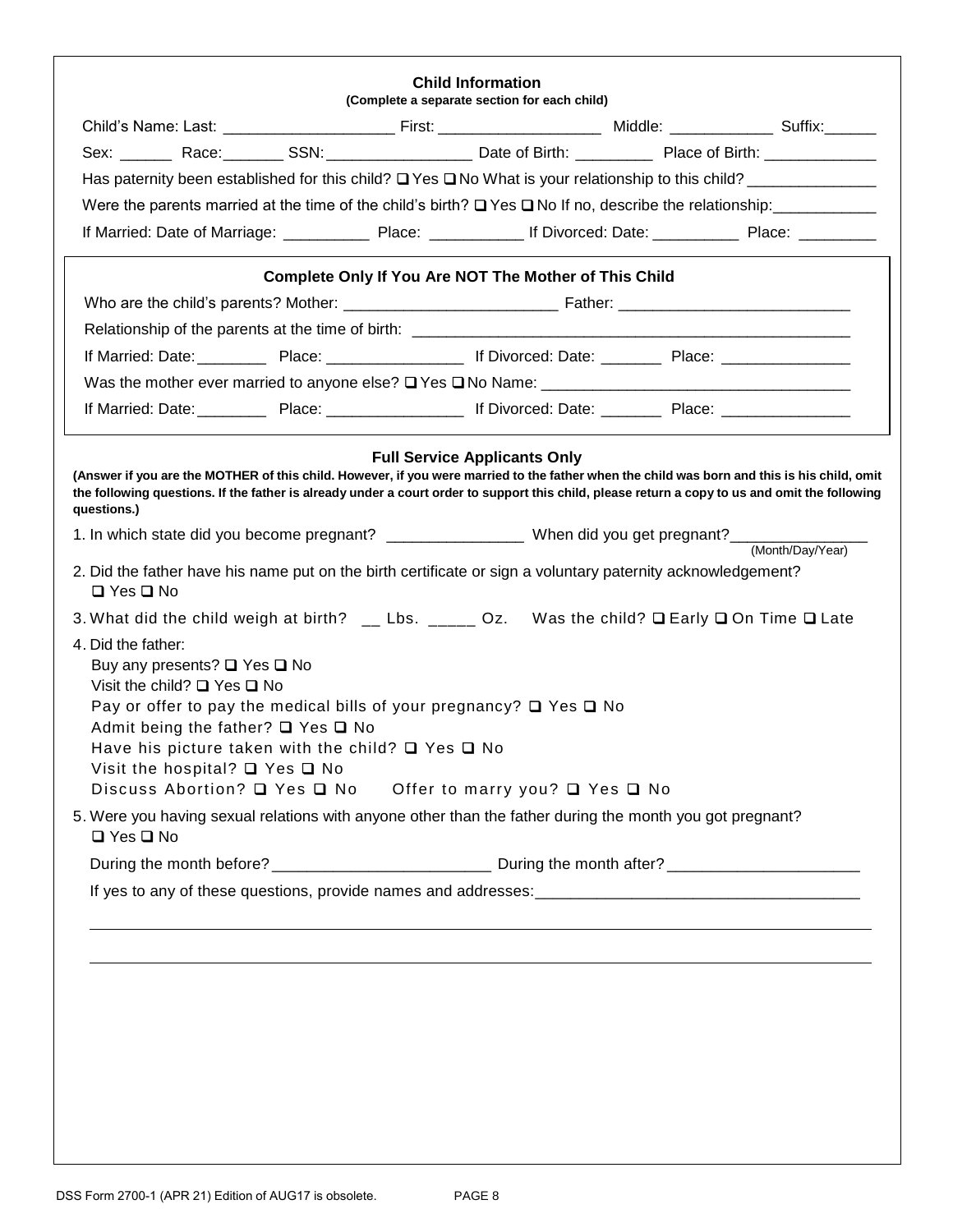## Child Information

**(Complete a separate section for each child)**

Child's Name: Last: ____________________ First: ___________________ Middle: ____________ Suffix:______

Sex: ______ Race:_______ SSN:_________________ Date of Birth: _________ Place of Birth: _____________

Has paternity been established for this child? ❑ Yes ❑ No What is your relationship to this child? _______________

Were the parents married at the time of the child's birth? ❑ Yes ❑ No If no, describe the relationship:____________

If Married: Date of Marriage: __________ Place: ___________ If Divorced: Date: __________ Place: _________

### Complete Only If You Are NOT The Mother of This Child

Who are the child's parents? Mother: _________________________ Father: ___________________________

Relationship of the parents at the time of birth: ____________________________________________________

If Married: Date:________ Place: ________________ If Divorced: Date: _______ Place: _______________

Was the mother ever married to anyone else? ❑ Yes ❑ No Name: ____________________________________

If Married: Date:________ Place: ________________ If Divorced: Date: _______ Place: _______________

### Full Service Applicants Only

**(Answer if you are the MOTHER of this child. However, if you were married to the father when the child was born and this is his child, omit the following questions. If the father is already under a court order to support this child, please return a copy to us and omit the following questions.)**

1. In which state did you become pregnant? ________________ When did you get pregnant?________________ (Month/Day/Year)
2. Did the father have his name put on the birth certificate or sign a voluntary paternity acknowledgement?
   ❑ Yes ❑ No
3. What did the child weigh at birth? __ Lbs. _____ Oz. Was the child? ❑ Early ❑ On Time ❑ Late
4. Did the father:
   Buy any presents? ❑ Yes ❑ No
   Visit the child? ❑ Yes ❑ No
   Pay or offer to pay the medical bills of your pregnancy? ❑ Yes ❑ No
   Admit being the father? ❑ Yes ❑ No
   Have his picture taken with the child? ❑ Yes ❑ No
   Visit the hospital? ❑ Yes ❑ No
   Discuss Abortion? ❑ Yes ❑ No Offer to marry you? ❑ Yes ❑ No
5. Were you having sexual relations with anyone other than the father during the month you got pregnant?
   ❑ Yes ❑ No

   During the month before?_________________________ During the month after?______________________

   If yes to any of these questions, provide names and addresses:______________________________________

   ______________________________________________________________________________________

   ______________________________________________________________________________________

DSS Form 2700-1 (APR 21) Edition of AUG17 is obsolete.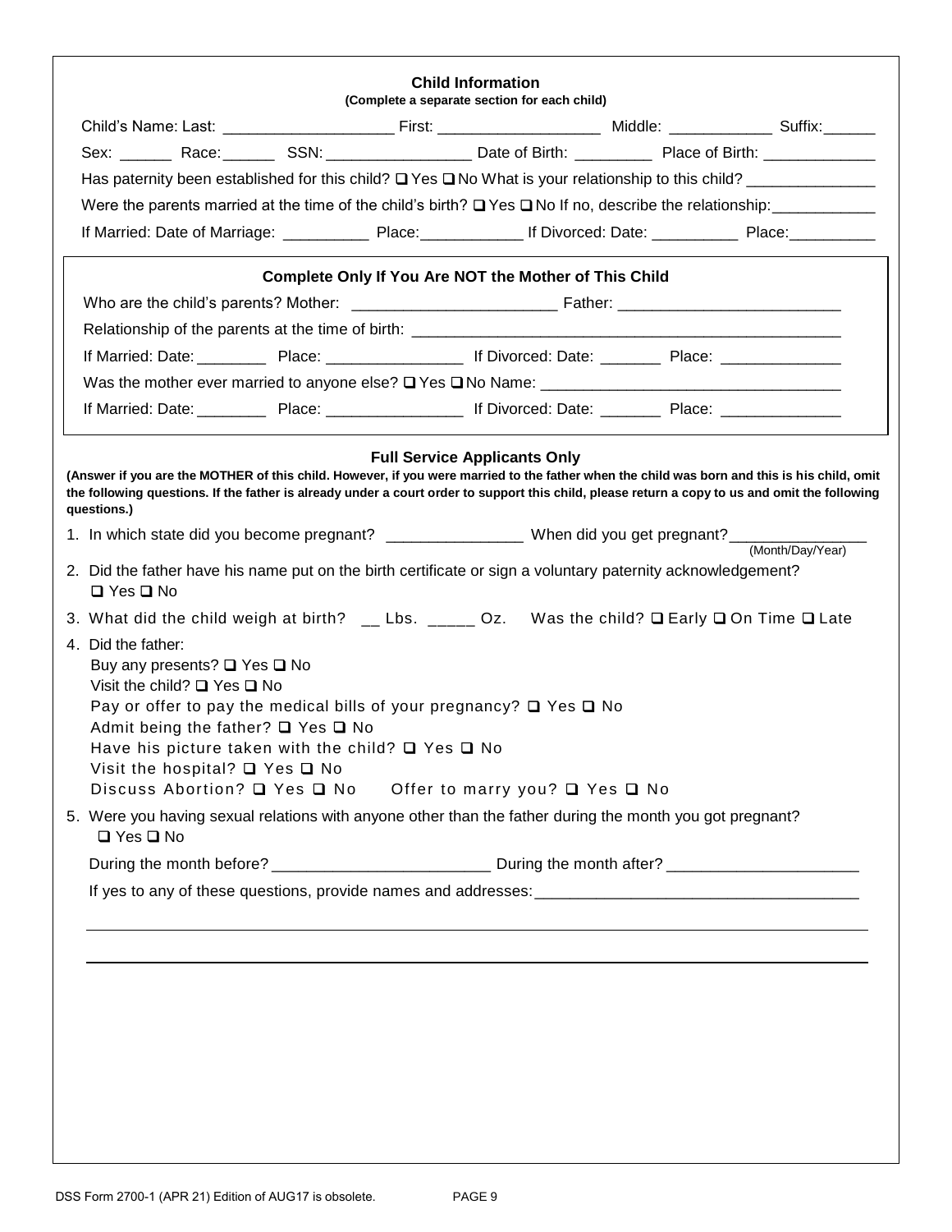## Child Information

**(Complete a separate section for each child)**

Child's Name: Last: ____________________ First: ___________________ Middle: ____________ Suffix:______

Sex: ______ Race:______ SSN: _________________ Date of Birth: _________ Place of Birth: _____________

Has paternity been established for this child? ❑ Yes ❑ No What is your relationship to this child? _______________

Were the parents married at the time of the child's birth? ❑ Yes ❑ No If no, describe the relationship:____________

If Married: Date of Marriage: __________ Place:____________ If Divorced: Date: __________ Place:__________

### Complete Only If You Are NOT the Mother of This Child

Who are the child's parents? Mother: _______________________ Father: _________________________

Relationship of the parents at the time of birth: ___________________________________________________

If Married: Date:________ Place: ________________ If Divorced: Date: _______ Place: ______________

Was the mother ever married to anyone else? ❑ Yes ❑ No Name: __________________________________

If Married: Date:________ Place: ________________ If Divorced: Date: _______ Place: ______________

### Full Service Applicants Only

**(Answer if you are the MOTHER of this child. However, if you were married to the father when the child was born and this is his child, omit the following questions. If the father is already under a court order to support this child, please return a copy to us and omit the following questions.)**

1. In which state did you become pregnant? ________________ When did you get pregnant?________________ (Month/Day/Year)
2. Did the father have his name put on the birth certificate or sign a voluntary paternity acknowledgement? ❑ Yes ❑ No
3. What did the child weigh at birth? __ Lbs. _____ Oz. Was the child? ❑ Early ❑ On Time ❑ Late
4. Did the father:
   - Buy any presents? ❑ Yes ❑ No
   - Visit the child? ❑ Yes ❑ No
   - Pay or offer to pay the medical bills of your pregnancy? ❑ Yes ❑ No
   - Admit being the father? ❑ Yes ❑ No
   - Have his picture taken with the child? ❑ Yes ❑ No
   - Visit the hospital? ❑ Yes ❑ No
   - Discuss Abortion? ❑ Yes ❑ No Offer to marry you? ❑ Yes ❑ No
5. Were you having sexual relations with anyone other than the father during the month you got pregnant? ❑ Yes ❑ No

   During the month before? _________________________ During the month after? ______________________

   If yes to any of these questions, provide names and addresses:_____________________________________

   ___________________________________________________________________________________

   ___________________________________________________________________________________

DSS Form 2700-1 (APR 21) Edition of AUG17 is obsolete.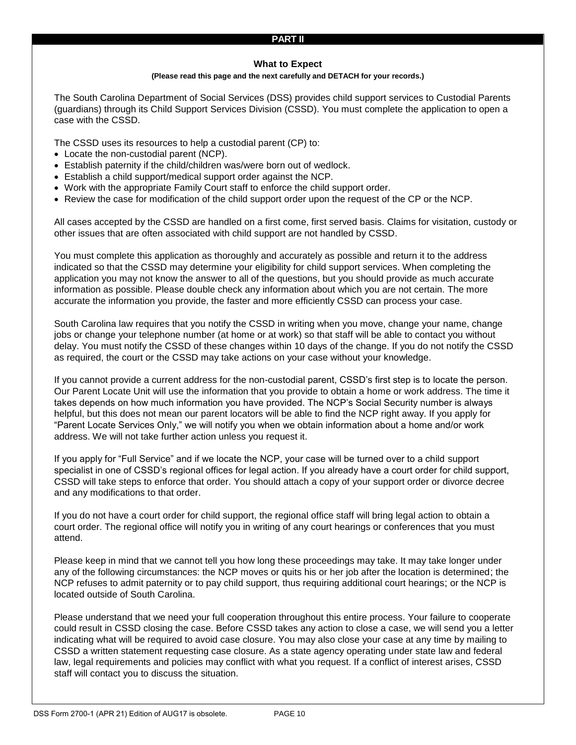## PART II

### What to Expect

**(Please read this page and the next carefully and DETACH for your records.)**

The South Carolina Department of Social Services (DSS) provides child support services to Custodial Parents (guardians) through its Child Support Services Division (CSSD). You must complete the application to open a case with the CSSD.

The CSSD uses its resources to help a custodial parent (CP) to:

- Locate the non-custodial parent (NCP).
- Establish paternity if the child/children was/were born out of wedlock.
- Establish a child support/medical support order against the NCP.
- Work with the appropriate Family Court staff to enforce the child support order.
- Review the case for modification of the child support order upon the request of the CP or the NCP.

All cases accepted by the CSSD are handled on a first come, first served basis. Claims for visitation, custody or other issues that are often associated with child support are not handled by CSSD.

You must complete this application as thoroughly and accurately as possible and return it to the address indicated so that the CSSD may determine your eligibility for child support services. When completing the application you may not know the answer to all of the questions, but you should provide as much accurate information as possible. Please double check any information about which you are not certain. The more accurate the information you provide, the faster and more efficiently CSSD can process your case.

South Carolina law requires that you notify the CSSD in writing when you move, change your name, change jobs or change your telephone number (at home or at work) so that staff will be able to contact you without delay. You must notify the CSSD of these changes within 10 days of the change. If you do not notify the CSSD as required, the court or the CSSD may take actions on your case without your knowledge.

If you cannot provide a current address for the non-custodial parent, CSSD's first step is to locate the person. Our Parent Locate Unit will use the information that you provide to obtain a home or work address. The time it takes depends on how much information you have provided. The NCP's Social Security number is always helpful, but this does not mean our parent locators will be able to find the NCP right away. If you apply for "Parent Locate Services Only," we will notify you when we obtain information about a home and/or work address. We will not take further action unless you request it.

If you apply for "Full Service" and if we locate the NCP, your case will be turned over to a child support specialist in one of CSSD's regional offices for legal action. If you already have a court order for child support, CSSD will take steps to enforce that order. You should attach a copy of your support order or divorce decree and any modifications to that order.

If you do not have a court order for child support, the regional office staff will bring legal action to obtain a court order. The regional office will notify you in writing of any court hearings or conferences that you must attend.

Please keep in mind that we cannot tell you how long these proceedings may take. It may take longer under any of the following circumstances: the NCP moves or quits his or her job after the location is determined; the NCP refuses to admit paternity or to pay child support, thus requiring additional court hearings; or the NCP is located outside of South Carolina.

Please understand that we need your full cooperation throughout this entire process. Your failure to cooperate could result in CSSD closing the case. Before CSSD takes any action to close a case, we will send you a letter indicating what will be required to avoid case closure. You may also close your case at any time by mailing to CSSD a written statement requesting case closure. As a state agency operating under state law and federal law, legal requirements and policies may conflict with what you request. If a conflict of interest arises, CSSD staff will contact you to discuss the situation.

DSS Form 2700-1 (APR 21) Edition of AUG17 is obsolete.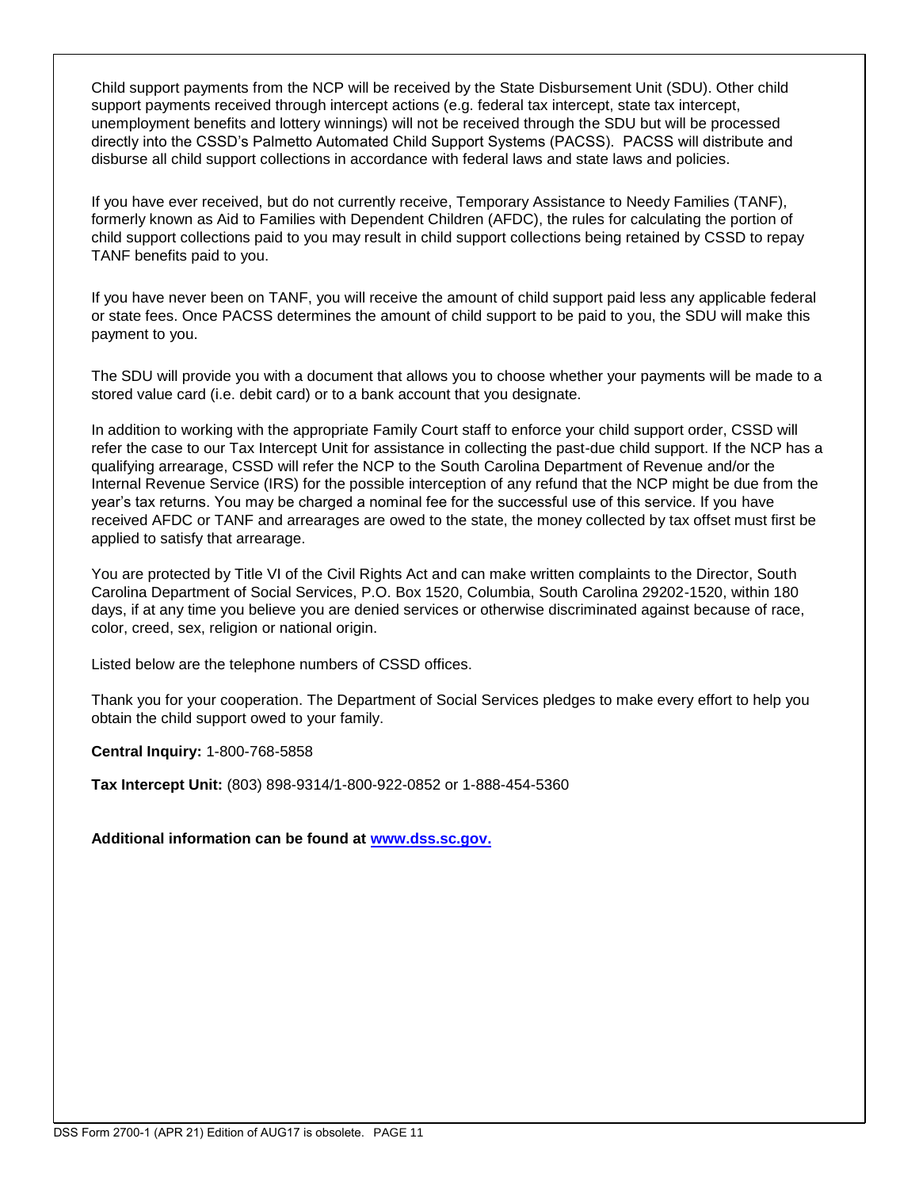Child support payments from the NCP will be received by the State Disbursement Unit (SDU). Other child support payments received through intercept actions (e.g. federal tax intercept, state tax intercept, unemployment benefits and lottery winnings) will not be received through the SDU but will be processed directly into the CSSD's Palmetto Automated Child Support Systems (PACSS). PACSS will distribute and disburse all child support collections in accordance with federal laws and state laws and policies.

If you have ever received, but do not currently receive, Temporary Assistance to Needy Families (TANF), formerly known as Aid to Families with Dependent Children (AFDC), the rules for calculating the portion of child support collections paid to you may result in child support collections being retained by CSSD to repay TANF benefits paid to you.

If you have never been on TANF, you will receive the amount of child support paid less any applicable federal or state fees. Once PACSS determines the amount of child support to be paid to you, the SDU will make this payment to you.

The SDU will provide you with a document that allows you to choose whether your payments will be made to a stored value card (i.e. debit card) or to a bank account that you designate.

In addition to working with the appropriate Family Court staff to enforce your child support order, CSSD will refer the case to our Tax Intercept Unit for assistance in collecting the past-due child support. If the NCP has a qualifying arrearage, CSSD will refer the NCP to the South Carolina Department of Revenue and/or the Internal Revenue Service (IRS) for the possible interception of any refund that the NCP might be due from the year's tax returns. You may be charged a nominal fee for the successful use of this service. If you have received AFDC or TANF and arrearages are owed to the state, the money collected by tax offset must first be applied to satisfy that arrearage.

You are protected by Title VI of the Civil Rights Act and can make written complaints to the Director, South Carolina Department of Social Services, P.O. Box 1520, Columbia, South Carolina 29202-1520, within 180 days, if at any time you believe you are denied services or otherwise discriminated against because of race, color, creed, sex, religion or national origin.

Listed below are the telephone numbers of CSSD offices.

Thank you for your cooperation. The Department of Social Services pledges to make every effort to help you obtain the child support owed to your family.

**Central Inquiry:** 1-800-768-5858

**Tax Intercept Unit:** (803) 898-9314/1-800-922-0852 or 1-888-454-5360

**Additional information can be found at [www.dss.sc.gov.](www.dss.sc.gov)**

DSS Form 2700-1 (APR 21) Edition of AUG17 is obsolete.